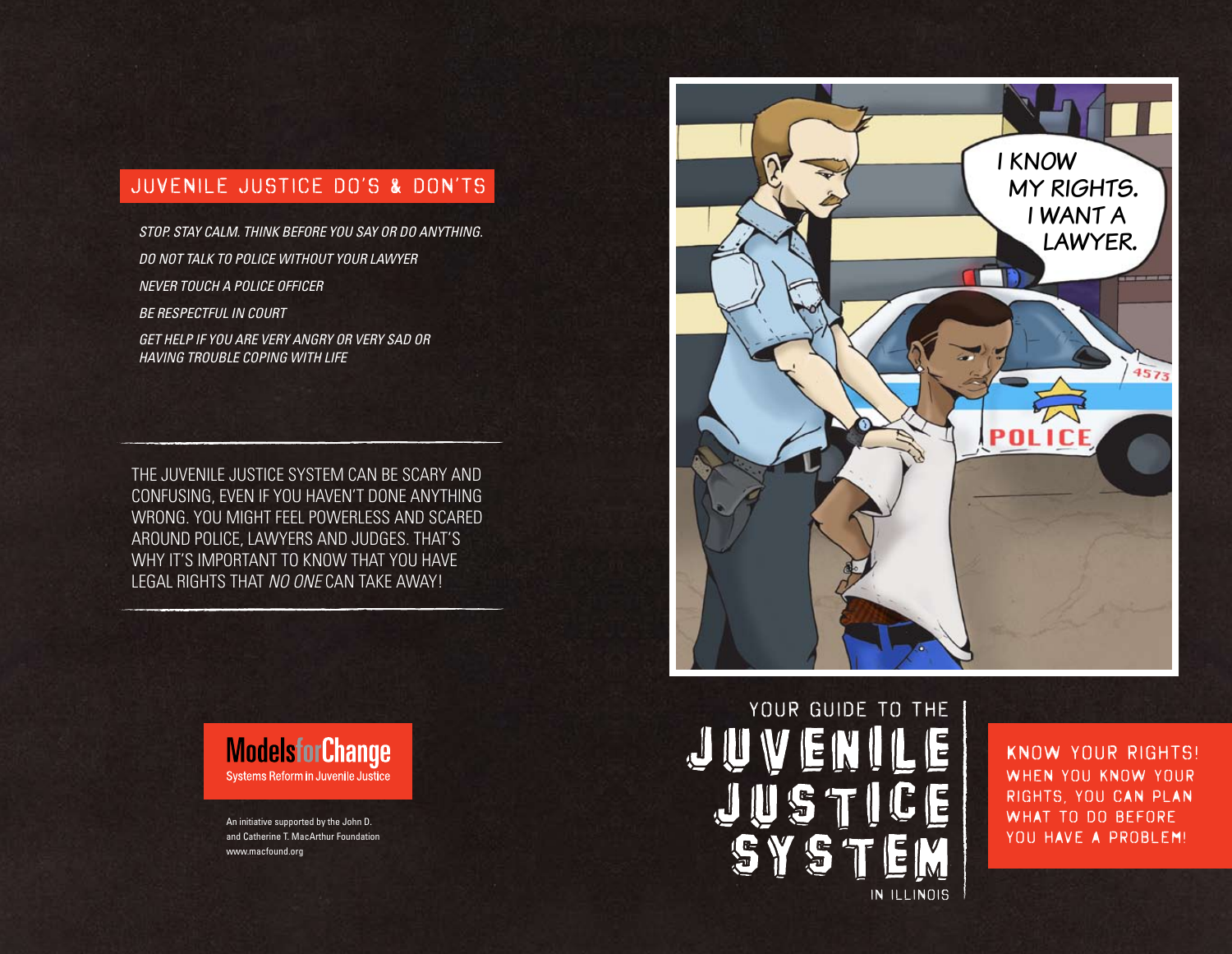## JUVENILE JUSTICE DO'S & DON'TS

*STOP. STAY CALM. THINK BEFORE YOU SAY OR DO ANYTHING.*

*DO NOT TALK TO POLICE WITHOUT YOUR LAWYER*

*NEVER TOUCH A POLICE OFFICER*

*BE RESPECTFUL IN COURT*

*GET HELP IF YOU ARE VERY ANGRY OR VERY SAD OR HAVING TROUBLE COPING WITH LIFE*

---

THE JUVENILE JUSTICE SYSTEM CAN BE SCARY AND CONFUSING, EVEN IF YOU HAVEN'T DONE ANYTHING WRONG. YOU MIGHT FEEL POWERLESS AND SCARED AROUND POLICE, LAWYERS AND JUDGES. THAT'S WHY IT'S IMPORTANT TO KNOW THAT YOU HAVE LEGAL RIGHTS THAT *NO ONE* CAN TAKE AWAY!

---

**Models for Change**
Systems Reform in Juvenile Justice

An initiative supported by the John D. and Catherine T. MacArthur Foundation
www.macfound.org

I KNOW MY RIGHTS. I WANT A LAWYER.

# YOUR GUIDE TO THE JUVENILE JUSTICE SYSTEM IN ILLINOIS

**KNOW YOUR RIGHTS!**
WHEN YOU KNOW YOUR RIGHTS, YOU CAN PLAN WHAT TO DO BEFORE YOU HAVE A PROBLEM!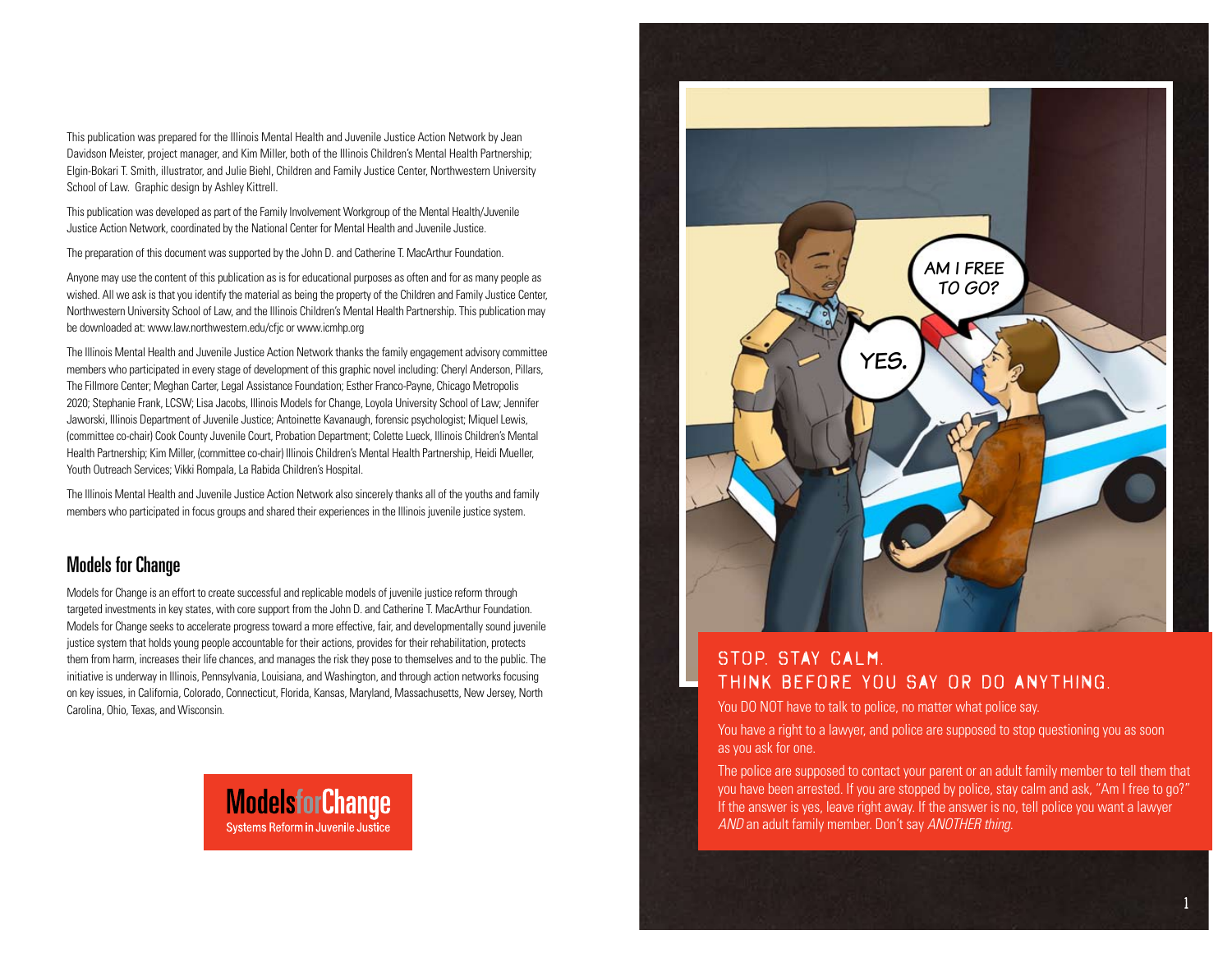This publication was prepared for the Illinois Mental Health and Juvenile Justice Action Network by Jean Davidson Meister, project manager, and Kim Miller, both of the Illinois Children's Mental Health Partnership; Elgin-Bokari T. Smith, illustrator, and Julie Biehl, Children and Family Justice Center, Northwestern University School of Law. Graphic design by Ashley Kittrell.

This publication was developed as part of the Family Involvement Workgroup of the Mental Health/Juvenile Justice Action Network, coordinated by the National Center for Mental Health and Juvenile Justice.

The preparation of this document was supported by the John D. and Catherine T. MacArthur Foundation.

Anyone may use the content of this publication as is for educational purposes as often and for as many people as wished. All we ask is that you identify the material as being the property of the Children and Family Justice Center, Northwestern University School of Law, and the Illinois Children's Mental Health Partnership. This publication may be downloaded at: www.law.northwestern.edu/cfjc or www.icmhp.org

The Illinois Mental Health and Juvenile Justice Action Network thanks the family engagement advisory committee members who participated in every stage of development of this graphic novel including: Cheryl Anderson, Pillars, The Fillmore Center; Meghan Carter, Legal Assistance Foundation; Esther Franco-Payne, Chicago Metropolis 2020; Stephanie Frank, LCSW; Lisa Jacobs, Illinois Models for Change, Loyola University School of Law; Jennifer Jaworski, Illinois Department of Juvenile Justice; Antoinette Kavanaugh, forensic psychologist; Miquel Lewis, (committee co-chair) Cook County Juvenile Court, Probation Department; Colette Lueck, Illinois Children's Mental Health Partnership; Kim Miller, (committee co-chair) Illinois Children's Mental Health Partnership, Heidi Mueller, Youth Outreach Services; Vikki Rompala, La Rabida Children's Hospital.

The Illinois Mental Health and Juvenile Justice Action Network also sincerely thanks all of the youths and family members who participated in focus groups and shared their experiences in the Illinois juvenile justice system.

## Models for Change

Models for Change is an effort to create successful and replicable models of juvenile justice reform through targeted investments in key states, with core support from the John D. and Catherine T. MacArthur Foundation. Models for Change seeks to accelerate progress toward a more effective, fair, and developmentally sound juvenile justice system that holds young people accountable for their actions, provides for their rehabilitation, protects them from harm, increases their life chances, and manages the risk they pose to themselves and to the public. The initiative is underway in Illinois, Pennsylvania, Louisiana, and Washington, and through action networks focusing on key issues, in California, Colorado, Connecticut, Florida, Kansas, Maryland, Massachusetts, New Jersey, North Carolina, Ohio, Texas, and Wisconsin.

**Models for Change**
Systems Reform in Juvenile Justice

AM I FREE TO GO?

YES.

## STOP. STAY CALM. THINK BEFORE YOU SAY OR DO ANYTHING.

You DO NOT have to talk to police, no matter what police say.

You have a right to a lawyer, and police are supposed to stop questioning you as soon as you ask for one.

The police are supposed to contact your parent or an adult family member to tell them that you have been arrested. If you are stopped by police, stay calm and ask, "Am I free to go?" If the answer is yes, leave right away. If the answer is no, tell police you want a lawyer *AND* an adult family member. Don't say *ANOTHER thing.*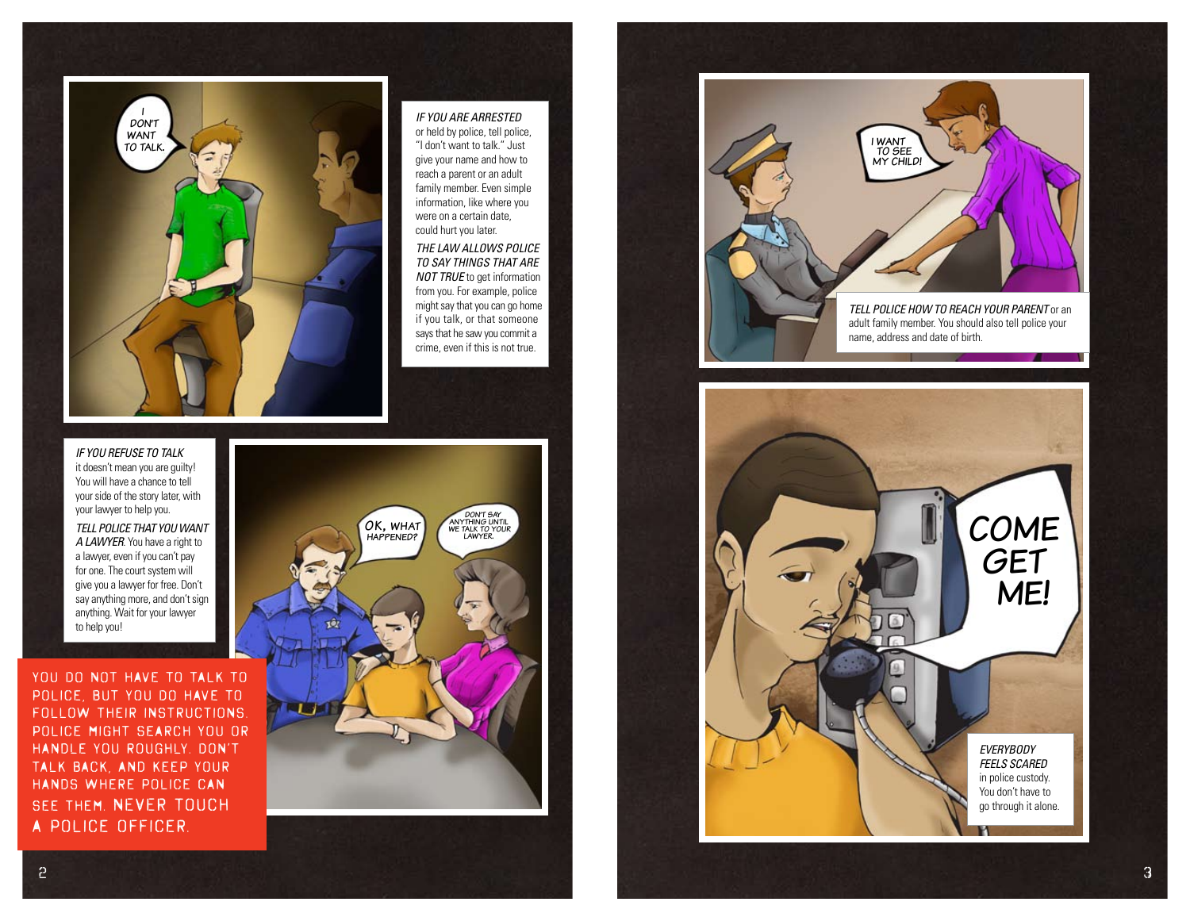*IF YOU ARE ARRESTED* or held by police, tell police, "I don't want to talk." Just give your name and how to reach a parent or an adult family member. Even simple information, like where you were on a certain date, could hurt you later.

*THE LAW ALLOWS POLICE TO SAY THINGS THAT ARE NOT TRUE* to get information from you. For example, police might say that you can go home if you talk, or that someone says that he saw you commit a crime, even if this is not true.

*IF YOU REFUSE TO TALK* it doesn't mean you are guilty! You will have a chance to tell your side of the story later, with your lawyer to help you.

*TELL POLICE THAT YOU WANT A LAWYER.* You have a right to a lawyer, even if you can't pay for one. The court system will give you a lawyer for free. Don't say anything more, and don't sign anything. Wait for your lawyer to help you!

**YOU DO NOT HAVE TO TALK TO POLICE, BUT YOU DO HAVE TO FOLLOW THEIR INSTRUCTIONS. POLICE MIGHT SEARCH YOU OR HANDLE YOU ROUGHLY. DON'T TALK BACK, AND KEEP YOUR HANDS WHERE POLICE CAN SEE THEM. NEVER TOUCH A POLICE OFFICER.**

*TELL POLICE HOW TO REACH YOUR PARENT* or an adult family member. You should also tell police your name, address and date of birth.

*EVERYBODY FEELS SCARED* in police custody. You don't have to go through it alone.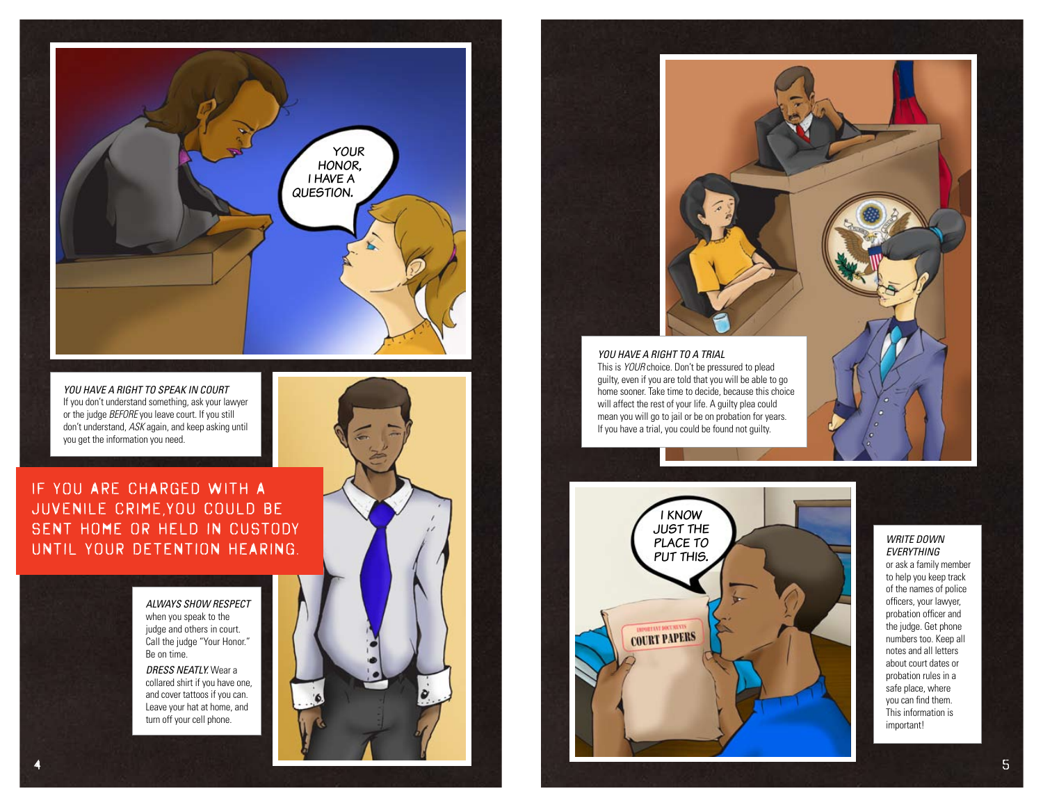YOUR HONOR, I HAVE A QUESTION.

*YOU HAVE A RIGHT TO SPEAK IN COURT*
If you don't understand something, ask your lawyer or the judge *BEFORE* you leave court. If you still don't understand, *ASK* again, and keep asking until you get the information you need.

**IF YOU ARE CHARGED WITH A JUVENILE CRIME,YOU COULD BE SENT HOME OR HELD IN CUSTODY UNTIL YOUR DETENTION HEARING.**

*ALWAYS SHOW RESPECT* when you speak to the judge and others in court. Call the judge "Your Honor." Be on time.

*DRESS NEATLY.* Wear a collared shirt if you have one, and cover tattoos if you can. Leave your hat at home, and turn off your cell phone.

*YOU HAVE A RIGHT TO A TRIAL*
This is *YOUR* choice. Don't be pressured to plead guilty, even if you are told that you will be able to go home sooner. Take time to decide, because this choice will affect the rest of your life. A guilty plea could mean you will go to jail or be on probation for years. If you have a trial, you could be found not guilty.

I KNOW JUST THE PLACE TO PUT THIS.

IMPORTANT DOCUMENTS
COURT PAPERS

*WRITE DOWN EVERYTHING*
or ask a family member to help you keep track of the names of police officers, your lawyer, probation officer and the judge. Get phone numbers too. Keep all notes and all letters about court dates or probation rules in a safe place, where you can find them. This information is important!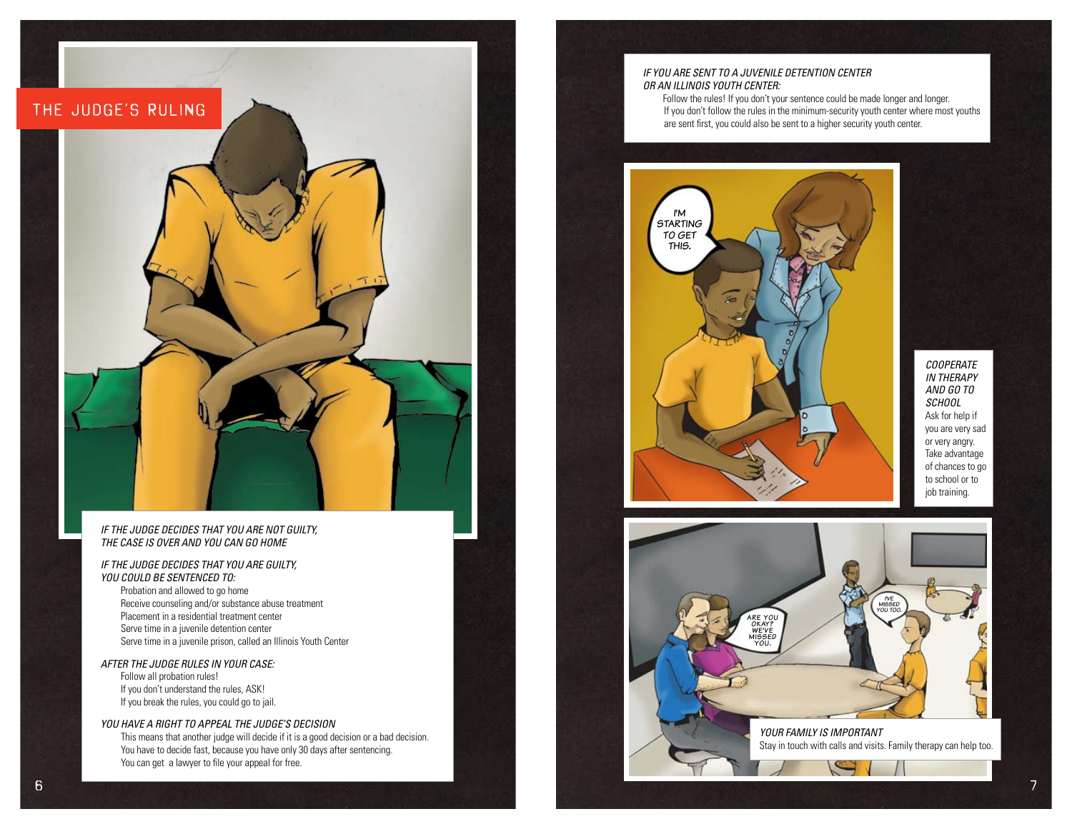## THE JUDGE'S RULING

*IF THE JUDGE DECIDES THAT YOU ARE NOT GUILTY, THE CASE IS OVER AND YOU CAN GO HOME*

*IF THE JUDGE DECIDES THAT YOU ARE GUILTY, YOU COULD BE SENTENCED TO:*

- Probation and allowed to go home
- Receive counseling and/or substance abuse treatment
- Placement in a residential treatment center
- Serve time in a juvenile detention center
- Serve time in a juvenile prison, called an Illinois Youth Center

*AFTER THE JUDGE RULES IN YOUR CASE:*

- Follow all probation rules!
- If you don't understand the rules, ASK!
- If you break the rules, you could go to jail.

*YOU HAVE A RIGHT TO APPEAL THE JUDGE'S DECISION*

This means that another judge will decide if it is a good decision or a bad decision. You have to decide fast, because you have only 30 days after sentencing. You can get a lawyer to file your appeal for free.

*IF YOU ARE SENT TO A JUVENILE DETENTION CENTER OR AN ILLINOIS YOUTH CENTER:*

Follow the rules! If you don't your sentence could be made longer and longer. If you don't follow the rules in the minimum-security youth center where most youths are sent first, you could also be sent to a higher security youth center.

*COOPERATE IN THERAPY AND GO TO SCHOOL*

Ask for help if you are very sad or very angry. Take advantage of chances to go to school or to job training.

*YOUR FAMILY IS IMPORTANT*

Stay in touch with calls and visits. Family therapy can help too.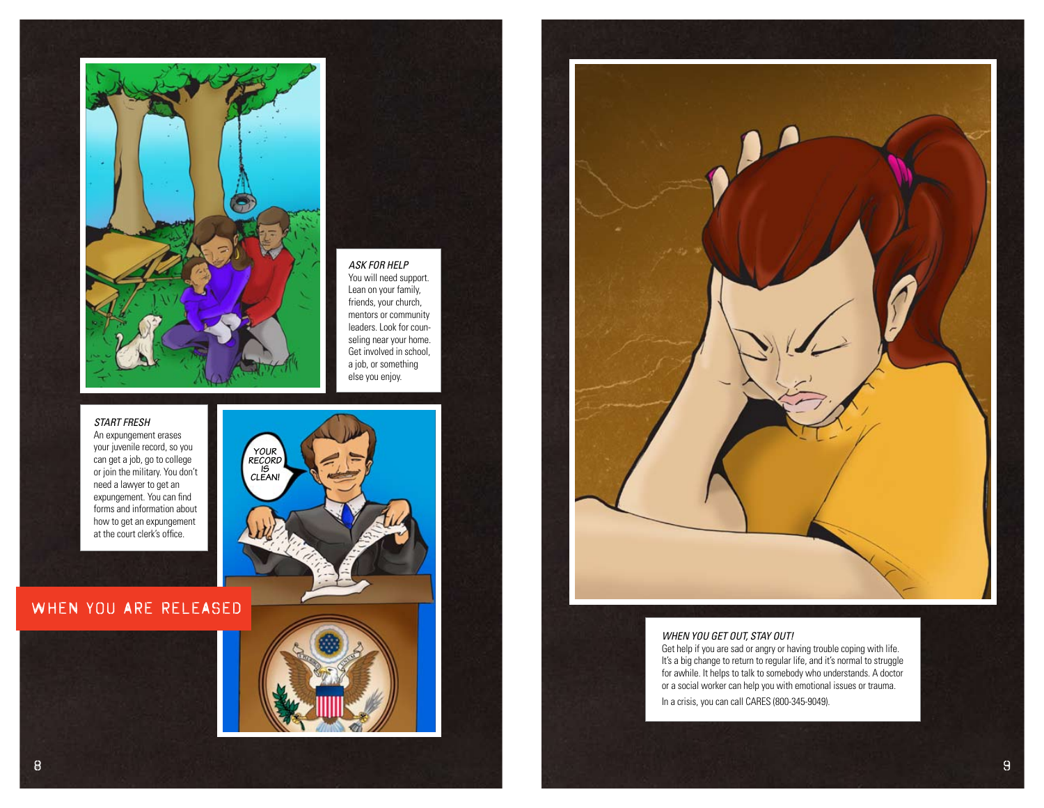## WHEN YOU ARE RELEASED

*ASK FOR HELP*

You will need support. Lean on your family, friends, your church, mentors or community leaders. Look for counseling near your home. Get involved in school, a job, or something else you enjoy.

*START FRESH*

An expungement erases your juvenile record, so you can get a job, go to college or join the military. You don't need a lawyer to get an expungement. You can find forms and information about how to get an expungement at the court clerk's office.

*WHEN YOU GET OUT, STAY OUT!*

Get help if you are sad or angry or having trouble coping with life. It's a big change to return to regular life, and it's normal to struggle for awhile. It helps to talk to somebody who understands. A doctor or a social worker can help you with emotional issues or trauma.

In a crisis, you can call CARES (800-345-9049).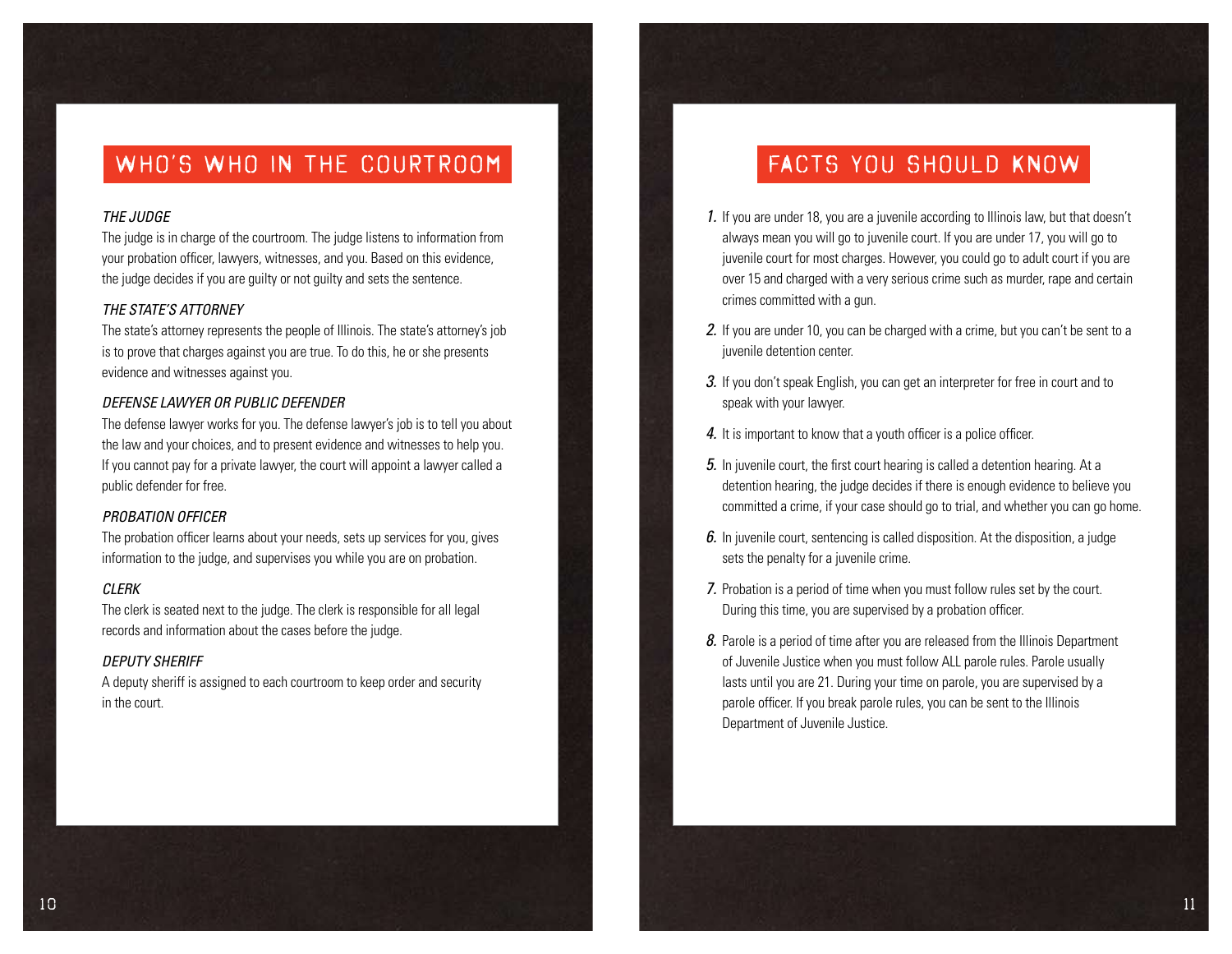## WHO'S WHO IN THE COURTROOM

*THE JUDGE*

The judge is in charge of the courtroom. The judge listens to information from your probation officer, lawyers, witnesses, and you. Based on this evidence, the judge decides if you are guilty or not guilty and sets the sentence.

*THE STATE'S ATTORNEY*

The state's attorney represents the people of Illinois. The state's attorney's job is to prove that charges against you are true. To do this, he or she presents evidence and witnesses against you.

*DEFENSE LAWYER OR PUBLIC DEFENDER*

The defense lawyer works for you. The defense lawyer's job is to tell you about the law and your choices, and to present evidence and witnesses to help you. If you cannot pay for a private lawyer, the court will appoint a lawyer called a public defender for free.

*PROBATION OFFICER*

The probation officer learns about your needs, sets up services for you, gives information to the judge, and supervises you while you are on probation.

*CLERK*

The clerk is seated next to the judge. The clerk is responsible for all legal records and information about the cases before the judge.

*DEPUTY SHERIFF*

A deputy sheriff is assigned to each courtroom to keep order and security in the court.

## FACTS YOU SHOULD KNOW

1. If you are under 18, you are a juvenile according to Illinois law, but that doesn't always mean you will go to juvenile court. If you are under 17, you will go to juvenile court for most charges. However, you could go to adult court if you are over 15 and charged with a very serious crime such as murder, rape and certain crimes committed with a gun.
2. If you are under 10, you can be charged with a crime, but you can't be sent to a juvenile detention center.
3. If you don't speak English, you can get an interpreter for free in court and to speak with your lawyer.
4. It is important to know that a youth officer is a police officer.
5. In juvenile court, the first court hearing is called a detention hearing. At a detention hearing, the judge decides if there is enough evidence to believe you committed a crime, if your case should go to trial, and whether you can go home.
6. In juvenile court, sentencing is called disposition. At the disposition, a judge sets the penalty for a juvenile crime.
7. Probation is a period of time when you must follow rules set by the court. During this time, you are supervised by a probation officer.
8. Parole is a period of time after you are released from the Illinois Department of Juvenile Justice when you must follow ALL parole rules. Parole usually lasts until you are 21. During your time on parole, you are supervised by a parole officer. If you break parole rules, you can be sent to the Illinois Department of Juvenile Justice.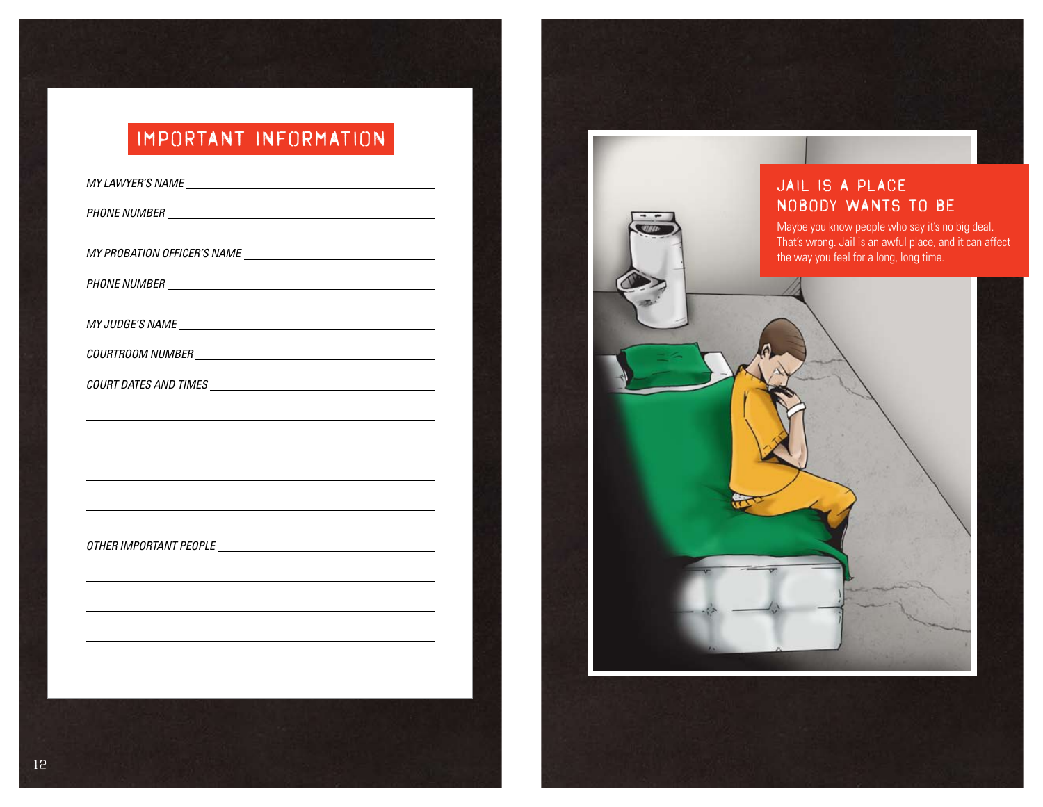## IMPORTANT INFORMATION

*MY LAWYER'S NAME* ______________________________

*PHONE NUMBER* ______________________________

*MY PROBATION OFFICER'S NAME* ______________________________

*PHONE NUMBER* ______________________________

*MY JUDGE'S NAME* ______________________________

*COURTROOM NUMBER* ______________________________

*COURT DATES AND TIMES* ______________________________

______________________________

______________________________

______________________________

______________________________

*OTHER IMPORTANT PEOPLE* ______________________________

______________________________

______________________________

______________________________

## JAIL IS A PLACE NOBODY WANTS TO BE

Maybe you know people who say it's no big deal. That's wrong. Jail is an awful place, and it can affect the way you feel for a long, long time.